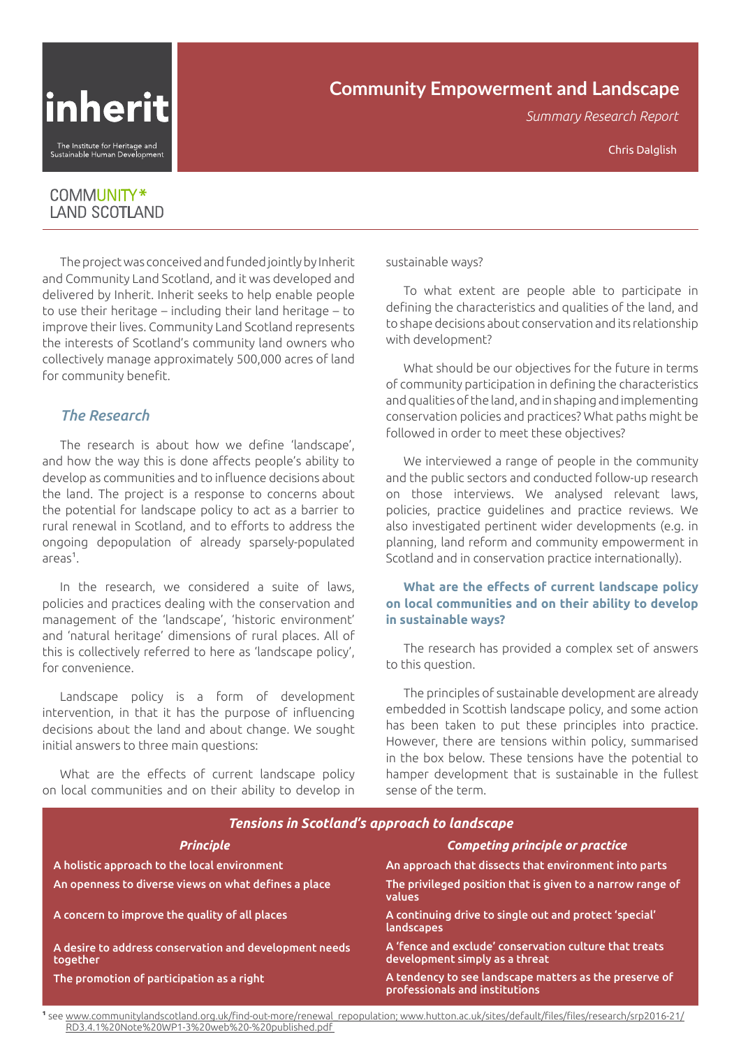inherit

The Institute for Heritage and Sustainable Human Development

# Community Empowerment and Landscape

*Summary Research Report*

Chris Dalglish

COMMUNITY* LAND SCOTLAND

The project was conceived and funded jointly by Inherit and Community Land Scotland, and it was developed and delivered by Inherit. Inherit seeks to help enable people to use their heritage – including their land heritage – to improve their lives. Community Land Scotland represents the interests of Scotland's community land owners who collectively manage approximately 500,000 acres of land for community benefit.

## *The Research*

The research is about how we define 'landscape', and how the way this is done affects people's ability to develop as communities and to influence decisions about the land. The project is a response to concerns about the potential for landscape policy to act as a barrier to rural renewal in Scotland, and to efforts to address the ongoing depopulation of already sparsely-populated areas[1].

In the research, we considered a suite of laws, policies and practices dealing with the conservation and management of the 'landscape', 'historic environment' and 'natural heritage' dimensions of rural places. All of this is collectively referred to here as 'landscape policy', for convenience.

Landscape policy is a form of development intervention, in that it has the purpose of influencing decisions about the land and about change. We sought initial answers to three main questions:

What are the effects of current landscape policy on local communities and on their ability to develop in sustainable ways?

To what extent are people able to participate in defining the characteristics and qualities of the land, and to shape decisions about conservation and its relationship with development?

What should be our objectives for the future in terms of community participation in defining the characteristics and qualities of the land, and in shaping and implementing conservation policies and practices? What paths might be followed in order to meet these objectives?

We interviewed a range of people in the community and the public sectors and conducted follow-up research on those interviews. We analysed relevant laws, policies, practice guidelines and practice reviews. We also investigated pertinent wider developments (e.g. in planning, land reform and community empowerment in Scotland and in conservation practice internationally).

### What are the effects of current landscape policy on local communities and on their ability to develop in sustainable ways?

The research has provided a complex set of answers to this question.

The principles of sustainable development are already embedded in Scottish landscape policy, and some action has been taken to put these principles into practice. However, there are tensions within policy, summarised in the box below. These tensions have the potential to hamper development that is sustainable in the fullest sense of the term.

***Tensions in Scotland's approach to landscape***

| *Principle* | *Competing principle or practice* |
|---|---|
| A holistic approach to the local environment | An approach that dissects that environment into parts |
| An openness to diverse views on what defines a place | The privileged position that is given to a narrow range of values |
| A concern to improve the quality of all places | A continuing drive to single out and protect 'special' landscapes |
| A desire to address conservation and development needs together | A 'fence and exclude' conservation culture that treats development simply as a threat |
| The promotion of participation as a right | A tendency to see landscape matters as the preserve of professionals and institutions |

[1] see www.communitylandscotland.org.uk/find-out-more/renewal_repopulation; www.hutton.ac.uk/sites/default/files/files/research/srp2016-21/RD3.4.1%20Note%20WP1-3%20web%20-%20published.pdf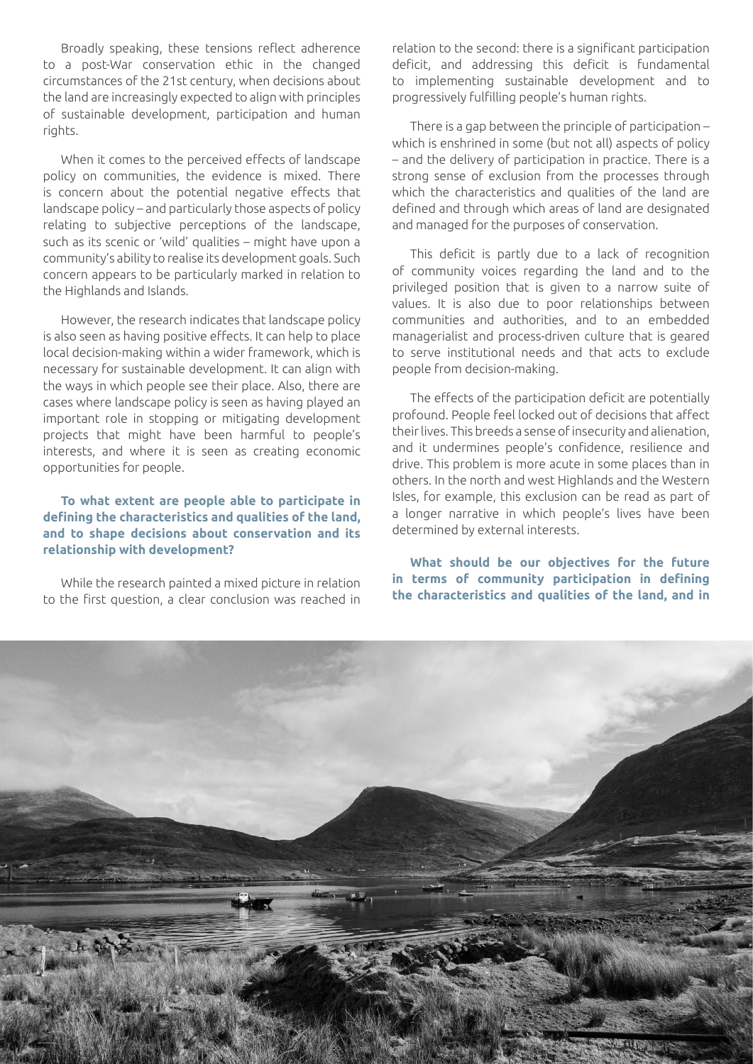Broadly speaking, these tensions reflect adherence to a post-War conservation ethic in the changed circumstances of the 21st century, when decisions about the land are increasingly expected to align with principles of sustainable development, participation and human rights.

When it comes to the perceived effects of landscape policy on communities, the evidence is mixed. There is concern about the potential negative effects that landscape policy – and particularly those aspects of policy relating to subjective perceptions of the landscape, such as its scenic or 'wild' qualities – might have upon a community's ability to realise its development goals. Such concern appears to be particularly marked in relation to the Highlands and Islands.

However, the research indicates that landscape policy is also seen as having positive effects. It can help to place local decision-making within a wider framework, which is necessary for sustainable development. It can align with the ways in which people see their place. Also, there are cases where landscape policy is seen as having played an important role in stopping or mitigating development projects that might have been harmful to people's interests, and where it is seen as creating economic opportunities for people.

**To what extent are people able to participate in defining the characteristics and qualities of the land, and to shape decisions about conservation and its relationship with development?**

While the research painted a mixed picture in relation to the first question, a clear conclusion was reached in relation to the second: there is a significant participation deficit, and addressing this deficit is fundamental to implementing sustainable development and to progressively fulfilling people's human rights.

There is a gap between the principle of participation – which is enshrined in some (but not all) aspects of policy – and the delivery of participation in practice. There is a strong sense of exclusion from the processes through which the characteristics and qualities of the land are defined and through which areas of land are designated and managed for the purposes of conservation.

This deficit is partly due to a lack of recognition of community voices regarding the land and to the privileged position that is given to a narrow suite of values. It is also due to poor relationships between communities and authorities, and to an embedded managerialist and process-driven culture that is geared to serve institutional needs and that acts to exclude people from decision-making.

The effects of the participation deficit are potentially profound. People feel locked out of decisions that affect their lives. This breeds a sense of insecurity and alienation, and it undermines people's confidence, resilience and drive. This problem is more acute in some places than in others. In the north and west Highlands and the Western Isles, for example, this exclusion can be read as part of a longer narrative in which people's lives have been determined by external interests.

**What should be our objectives for the future in terms of community participation in defining the characteristics and qualities of the land, and in**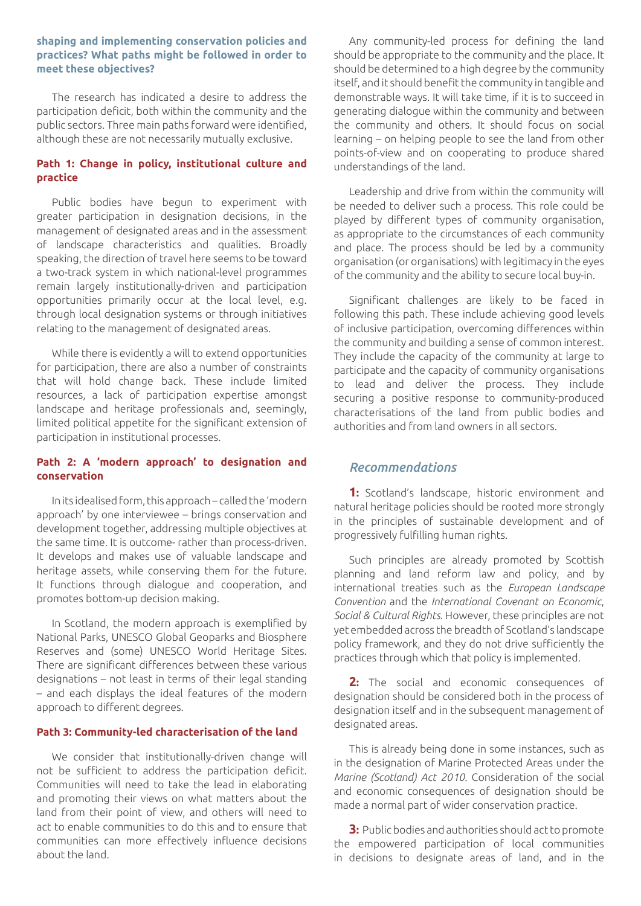**shaping and implementing conservation policies and practices? What paths might be followed in order to meet these objectives?**

The research has indicated a desire to address the participation deficit, both within the community and the public sectors. Three main paths forward were identified, although these are not necessarily mutually exclusive.

#### Path 1: Change in policy, institutional culture and practice

Public bodies have begun to experiment with greater participation in designation decisions, in the management of designated areas and in the assessment of landscape characteristics and qualities. Broadly speaking, the direction of travel here seems to be toward a two-track system in which national-level programmes remain largely institutionally-driven and participation opportunities primarily occur at the local level, e.g. through local designation systems or through initiatives relating to the management of designated areas.

While there is evidently a will to extend opportunities for participation, there are also a number of constraints that will hold change back. These include limited resources, a lack of participation expertise amongst landscape and heritage professionals and, seemingly, limited political appetite for the significant extension of participation in institutional processes.

#### Path 2: A 'modern approach' to designation and conservation

In its idealised form, this approach – called the 'modern approach' by one interviewee – brings conservation and development together, addressing multiple objectives at the same time. It is outcome- rather than process-driven. It develops and makes use of valuable landscape and heritage assets, while conserving them for the future. It functions through dialogue and cooperation, and promotes bottom-up decision making.

In Scotland, the modern approach is exemplified by National Parks, UNESCO Global Geoparks and Biosphere Reserves and (some) UNESCO World Heritage Sites. There are significant differences between these various designations – not least in terms of their legal standing – and each displays the ideal features of the modern approach to different degrees.

#### Path 3: Community-led characterisation of the land

We consider that institutionally-driven change will not be sufficient to address the participation deficit. Communities will need to take the lead in elaborating and promoting their views on what matters about the land from their point of view, and others will need to act to enable communities to do this and to ensure that communities can more effectively influence decisions about the land.

Any community-led process for defining the land should be appropriate to the community and the place. It should be determined to a high degree by the community itself, and it should benefit the community in tangible and demonstrable ways. It will take time, if it is to succeed in generating dialogue within the community and between the community and others. It should focus on social learning – on helping people to see the land from other points-of-view and on cooperating to produce shared understandings of the land.

Leadership and drive from within the community will be needed to deliver such a process. This role could be played by different types of community organisation, as appropriate to the circumstances of each community and place. The process should be led by a community organisation (or organisations) with legitimacy in the eyes of the community and the ability to secure local buy-in.

Significant challenges are likely to be faced in following this path. These include achieving good levels of inclusive participation, overcoming differences within the community and building a sense of common interest. They include the capacity of the community at large to participate and the capacity of community organisations to lead and deliver the process. They include securing a positive response to community-produced characterisations of the land from public bodies and authorities and from land owners in all sectors.

### *Recommendations*

**1:** Scotland's landscape, historic environment and natural heritage policies should be rooted more strongly in the principles of sustainable development and of progressively fulfilling human rights.

Such principles are already promoted by Scottish planning and land reform law and policy, and by international treaties such as the *European Landscape Convention* and the *International Covenant on Economic, Social & Cultural Rights*. However, these principles are not yet embedded across the breadth of Scotland's landscape policy framework, and they do not drive sufficiently the practices through which that policy is implemented.

**2:** The social and economic consequences of designation should be considered both in the process of designation itself and in the subsequent management of designated areas.

This is already being done in some instances, such as in the designation of Marine Protected Areas under the *Marine (Scotland) Act 2010*. Consideration of the social and economic consequences of designation should be made a normal part of wider conservation practice.

**3:** Public bodies and authorities should act to promote the empowered participation of local communities in decisions to designate areas of land, and in the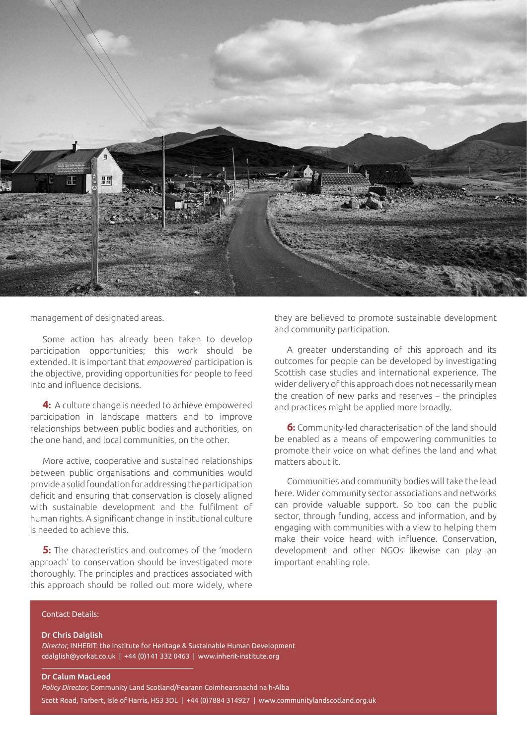management of designated areas.

Some action has already been taken to develop participation opportunities; this work should be extended. It is important that *empowered* participation is the objective, providing opportunities for people to feed into and influence decisions.

**4:** A culture change is needed to achieve empowered participation in landscape matters and to improve relationships between public bodies and authorities, on the one hand, and local communities, on the other.

More active, cooperative and sustained relationships between public organisations and communities would provide a solid foundation for addressing the participation deficit and ensuring that conservation is closely aligned with sustainable development and the fulfilment of human rights. A significant change in institutional culture is needed to achieve this.

**5:** The characteristics and outcomes of the 'modern approach' to conservation should be investigated more thoroughly. The principles and practices associated with this approach should be rolled out more widely, where they are believed to promote sustainable development and community participation.

A greater understanding of this approach and its outcomes for people can be developed by investigating Scottish case studies and international experience. The wider delivery of this approach does not necessarily mean the creation of new parks and reserves – the principles and practices might be applied more broadly.

**6:** Community-led characterisation of the land should be enabled as a means of empowering communities to promote their voice on what defines the land and what matters about it.

Communities and community bodies will take the lead here. Wider community sector associations and networks can provide valuable support. So too can the public sector, through funding, access and information, and by engaging with communities with a view to helping them make their voice heard with influence. Conservation, development and other NGOs likewise can play an important enabling role.

Contact Details:

**Dr Chris Dalglish**
*Director*, INHERIT: the Institute for Heritage & Sustainable Human Development
cdalglish@yorkat.co.uk | +44 (0)141 332 0463 | www.inherit-institute.org

**Dr Calum MacLeod**
*Policy Director*, Community Land Scotland/Fearann Coimhearsnachd na h-Alba
Scott Road, Tarbert, Isle of Harris, HS3 3DL | +44 (0)7884 314927 | www.communitylandscotland.org.uk